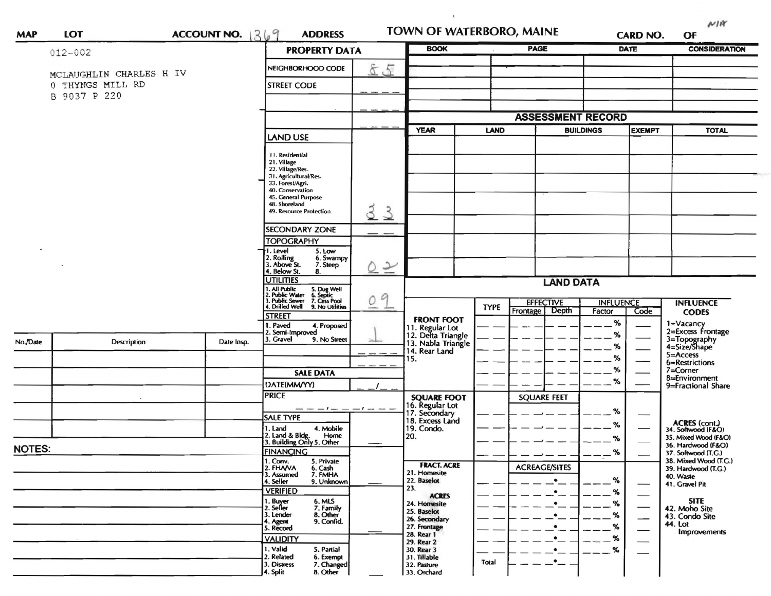**MAP** **LOT** **ACCOUNT NO.** 1369 **ADDRESS**

# TOWN OF WATERBORO, MAINE

**CARD NO.** **OF** N/A

012-002

MCLAUGHLIN CHARLES H IV
0 THYNGS MILL RD
B 9037 P 220

## PROPERTY DATA

| | |
|---|---|
| NEIGHBORHOOD CODE | 85 |
| STREET CODE | |
| | |
| | |
| LAND USE<br>11. Residential<br>21. Village<br>22. Village/Res.<br>31. Agricultural/Res.<br>33. Forest/Agri.<br>40. Conservation<br>45. General Purpose<br>48. Shoreland<br>49. Resource Protection | 33 |
| SECONDARY ZONE | |
| TOPOGRAPHY<br>1. Level 5. Low<br>2. Rolling 6. Swampy<br>3. Above St. 7. Steep<br>4. Below St. 8. | 02 |
| UTILITIES<br>1. All Public 5. Dug Well<br>2. Public Water 6. Septic<br>3. Public Sewer 7. Cess Pool<br>4. Drilled Well 9. No Utilities | 09 |
| STREET<br>1. Paved 4. Proposed<br>2. Semi-Improved<br>3. Gravel 9. No Street | 1 |
| | |
| | |

## SALE DATA

| | |
|---|---|
| DATE(MM/YY) | / |
| PRICE | / / |
| SALE TYPE<br>1. Land 4. Mobile Home<br>2. Land & Bldg. 5. Other<br>3. Building Only | |
| FINANCING<br>1. Conv. 5. Private<br>2. FHA/VA 6. Cash<br>3. Assumed 7. FMHA<br>4. Seller 9. Unknown | |
| VERIFIED<br>1. Buyer 6. MLS<br>2. Seller 7. Family<br>3. Lender 8. Other<br>4. Agent 9. Confid.<br>5. Record | |
| VALIDITY<br>1. Valid 5. Partial<br>2. Related 6. Exempt<br>3. Distress 7. Changed<br>4. Split 8. Other | |

| BOOK | PAGE | DATE | CONSIDERATION |
|---|---|---|---|
| | | | |
| | | | |
| | | | |
| | | | |

## ASSESSMENT RECORD

| YEAR | LAND | BUILDINGS | EXEMPT | TOTAL |
|---|---|---|---|---|
| | | | | |
| | | | | |
| | | | | |
| | | | | |
| | | | | |
| | | | | |
| | | | | |

## LAND DATA

| | TYPE | EFFECTIVE Frontage | EFFECTIVE Depth | INFLUENCE Factor | INFLUENCE Code |
|---|---|---|---|---|---|
| **FRONT FOOT**<br>11. Regular Lot<br>12. Delta Triangle<br>13. Nabla Triangle<br>14. Rear Land<br>15. | | | | % | |
| | | | | % | |
| | | | | % | |
| | | | | % | |
| | | | | % | |
| | | | | % | |
| **SQUARE FOOT**<br>16. Regular Lot<br>17. Secondary<br>18. Excess Land<br>19. Condo.<br>20. | | SQUARE FEET | | % | |
| | | | | % | |
| | | | | % | |
| | | | | % | |
| **FRACT. ACRE**<br>21. Homesite<br>22. Baselot<br>23.<br>**ACRES**<br>24. Homesite<br>25. Baselot<br>26. Secondary<br>27. Frontage<br>28. Rear 1<br>29. Rear 2<br>30. Rear 3<br>31. Tillable<br>32. Pasture<br>33. Orchard | | ACREAGE/SITES | | % | |
| | | | | % | |
| | | | | % | |
| | | | | % | |
| | | | | % | |
| | | | | % | |
| | | | | % | |
| | Total | | | | |

**INFLUENCE CODES**
1=Vacancy
2=Excess Frontage
3=Topography
4=Size/Shape
5=Access
6=Restrictions
7=Corner
8=Environment
9=Fractional Share

**ACRES (cont.)**
34. Softwood (F&O)
35. Mixed Wood (F&O)
36. Hardwood (F&O)
37. Softwood (T.G.)
38. Mixed Wood (T.G.)
39. Hardwood (T.G.)
40. Waste
41. Gravel Pit

**SITE**
42. Moho Site
43. Condo Site
44. Lot Improvements

| No./Date | Description | Date Insp. |
|---|---|---|
| | | |
| | | |
| | | |
| | | |
| | | |
| | | |

**NOTES:**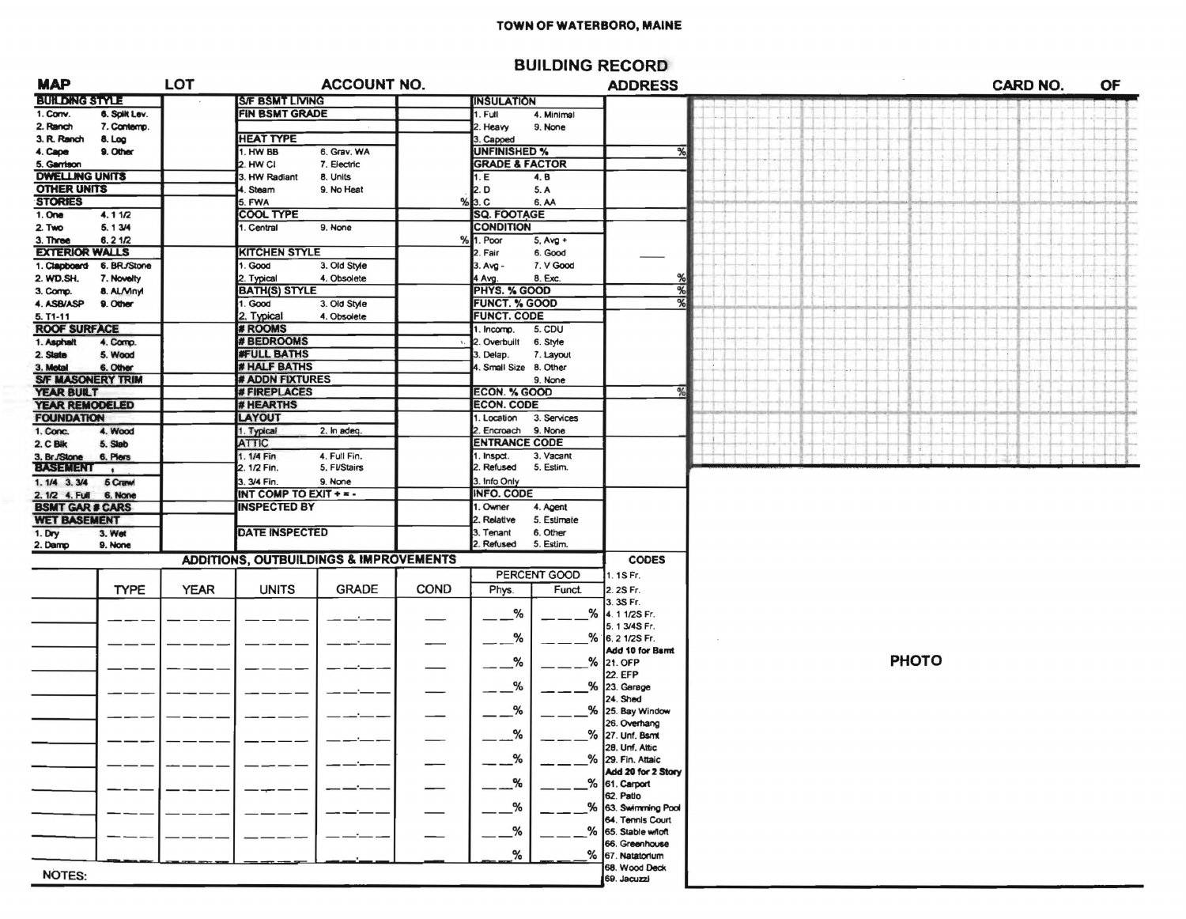# TOWN OF WATERBORO, MAINE

## BUILDING RECORD

MAP | LOT | ACCOUNT NO. | ADDRESS | CARD NO. | OF

| | | | | | |
|---|---|---|---|---|---|
| **BUILDING STYLE** | | **S/F BSMT LIVING** | | **INSULATION** | |
| 1. Conv. 6. Split Lev. | | **FIN BSMT GRADE** | | 1. Full 4. Minimal | |
| 2. Ranch 7. Contemp. | | | | 2. Heavy 9. None | |
| 3. R. Ranch 8. Log | | **HEAT TYPE** | | 3. Capped | |
| 4. Cape 9. Other | | 1. HW BB 6. Grav. WA | | **UNFINISHED %** | % |
| 5. Garrison | | 2. HW CI 7. Electric | | **GRADE & FACTOR** | |
| **DWELLING UNITS** | | 3. HW Radiant 8. Units | | 1. E 4. B | |
| **OTHER UNITS** | | 4. Steam 9. No Heat | | 2. D 5. A | |
| **STORIES** | | 5. FWA | % | 3. C 6. AA | |
| 1. One 4. 1 1/2 | | **COOL TYPE** | | **SQ. FOOTAGE** | |
| 2. Two 5. 1 3/4 | | 1. Central 9. None | | **CONDITION** | |
| 3. Three 6. 2 1/2 | | | % | 1. Poor 5. Avg + | |
| **EXTERIOR WALLS** | | **KITCHEN STYLE** | | 2. Fair 6. Good | |
| 1. Clapboard 6. BR/Stone | | 1. Good 3. Old Style | | 3. Avg - 7. V Good | |
| 2. WD.SH. 7. Novelty | | 2. Typical 4. Obsolete | | 4 Avg. 8. Exc. | % |
| 3. Comp. 8. AL/Vinyl | | **BATH(S) STYLE** | | **PHYS. % GOOD** | % |
| 4. ASB/ASP 9. Other | | 1. Good 3. Old Style | | **FUNCT. % GOOD** | % |
| 5. T1-11 | | 2. Typical 4. Obsolete | | **FUNCT. CODE** | |
| **ROOF SURFACE** | | **# ROOMS** | | 1. Incomp. 5. CDU | |
| 1. Asphalt 4. Comp. | | **# BEDROOMS** | | 2. Overbuilt 6. Style | |
| 2. Slate 5. Wood | | **#FULL BATHS** | | 3. Delap. 7. Layout | |
| 3. Metal 6. Other | | **# HALF BATHS** | | 4. Small Size 8. Other | |
| **S/F MASONERY TRIM** | | **# ADDN FIXTURES** | | 9. None | |
| **YEAR BUILT** | | **# FIREPLACES** | | **ECON. % GOOD** | % |
| **YEAR REMODELED** | | **# HEARTHS** | | **ECON. CODE** | |
| **FOUNDATION** | | **LAYOUT** | | 1. Location 3. Services | |
| 1. Conc. 4. Wood | | 1. Typical 2. In adeq. | | 2. Encroach 9. None | |
| 2. C Blk 5. Slab | | **ATTIC** | | **ENTRANCE CODE** | |
| 3. Br./Stone 6. Piers | | 1. 1/4 Fin 4. Full Fin. | | 1. Inspct. 3. Vacant | |
| **BASEMENT** | | 2. 1/2 Fin. 5. Fl/Stairs | | 2. Refused 5. Estim. | |
| 1. 1/4 3. 3/4 5 Crawl | | 3. 3/4 Fin. 9. None | | 3. Info Only | |
| 2. 1/2 4. Full 6. None | | **INT COMP TO EXIT + = -** | | **INFO. CODE** | |
| **BSMT GAR # CARS** | | **INSPECTED BY** | | 1. Owner 4. Agent | |
| **WET BASEMENT** | | | | 2. Relative 5. Estimate | |
| 1. Dry 3. Wet | | **DATE INSPECTED** | | 3. Tenant 6. Other | |
| 2. Damp 9. None | | | | 2. Refused 5. Estim. | |

### ADDITIONS, OUTBUILDINGS & IMPROVEMENTS

| | TYPE | YEAR | UNITS | GRADE | COND | PERCENT GOOD Phys. | PERCENT GOOD Funct. |
|---|---|---|---|---|---|---|---|
| | | | | | | % | % |
| | | | | | | % | % |
| | | | | | | % | % |
| | | | | | | % | % |
| | | | | | | % | % |
| | | | | | | % | % |
| | | | | | | % | % |
| | | | | | | % | % |
| | | | | | | % | % |
| | | | | | | % | % |
| | | | | | | % | % |

NOTES:

**CODES**

1. 1S Fr.
2. 2S Fr.
3. 3S Fr.
4. 1 1/2S Fr.
5. 1 3/4S Fr.
6. 2 1/2S Fr.

**Add 10 for Bsmt**

21. OFP
22. EFP
23. Garage
24. Shed
25. Bay Window
26. Overhang
27. Unf. Bsmt
28. Unf. Attic
29. Fin. Attaic

**Add 20 for 2 Story**

61. Carport
62. Patio
63. Swimming Pool
64. Tennis Court
65. Stable w/loft
66. Greenhouse
67. Natatorium
68. Wood Deck
69. Jacuzzi

PHOTO